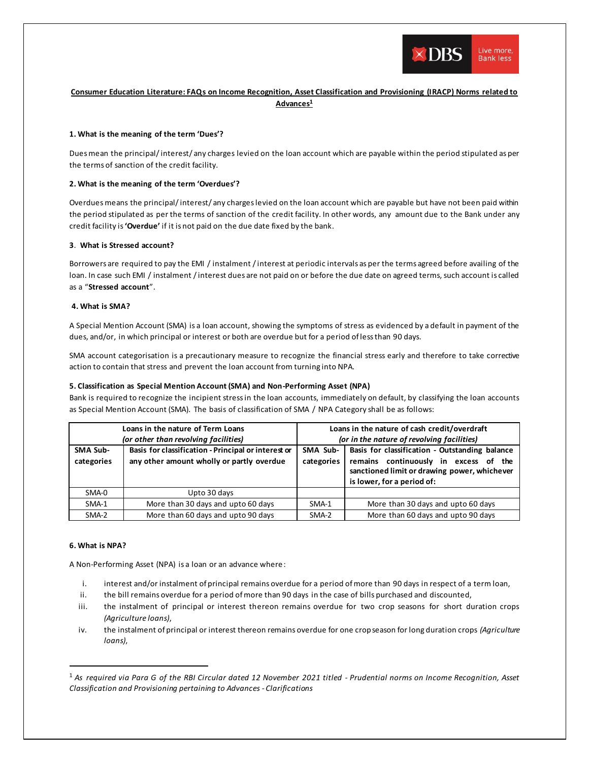## Consumer Education Literature: FAQs on Income Recognition, Asset Classification and Provisioning (IRACP) Norms related to Advances[1]

### 1. What is the meaning of the term 'Dues'?

Dues mean the principal/ interest/ any charges levied on the loan account which are payable within the period stipulated as per the terms of sanction of the credit facility.

### 2. What is the meaning of the term 'Overdues'?

Overdues means the principal/ interest/ any charges levied on the loan account which are payable but have not been paid within the period stipulated as per the terms of sanction of the credit facility. In other words, any amount due to the Bank under any credit facility is **'Overdue'** if it is not paid on the due date fixed by the bank.

### 3. What is Stressed account?

Borrowers are required to pay the EMI / instalment / interest at periodic intervals as per the terms agreed before availing of the loan. In case such EMI / instalment / interest dues are not paid on or before the due date on agreed terms, such account is called as a "**Stressed account**".

### 4. What is SMA?

A Special Mention Account (SMA) is a loan account, showing the symptoms of stress as evidenced by a default in payment of the dues, and/or, in which principal or interest or both are overdue but for a period of less than 90 days.

SMA account categorisation is a precautionary measure to recognize the financial stress early and therefore to take corrective action to contain that stress and prevent the loan account from turning into NPA.

### 5. Classification as Special Mention Account (SMA) and Non-Performing Asset (NPA)

Bank is required to recognize the incipient stress in the loan accounts, immediately on default, by classifying the loan accounts as Special Mention Account (SMA). The basis of classification of SMA / NPA Category shall be as follows:

| Loans in the nature of Term Loans *(or other than revolving facilities)* | | Loans in the nature of cash credit/overdraft *(or in the nature of revolving facilities)* | |
|---|---|---|---|
| **SMA Sub-categories** | **Basis for classification - Principal or interest or any other amount wholly or partly overdue** | **SMA Sub-categories** | **Basis for classification - Outstanding balance remains continuously in excess of the sanctioned limit or drawing power, whichever is lower, for a period of:** |
| SMA-0 | Upto 30 days | | |
| SMA-1 | More than 30 days and upto 60 days | SMA-1 | More than 30 days and upto 60 days |
| SMA-2 | More than 60 days and upto 90 days | SMA-2 | More than 60 days and upto 90 days |

### 6. What is NPA?

A Non-Performing Asset (NPA) is a loan or an advance where:

i. interest and/or instalment of principal remains overdue for a period of more than 90 days in respect of a term loan,

ii. the bill remains overdue for a period of more than 90 days in the case of bills purchased and discounted,

iii. the instalment of principal or interest thereon remains overdue for two crop seasons for short duration crops *(Agriculture loans)*,

iv. the instalment of principal or interest thereon remains overdue for one crop season for long duration crops *(Agriculture loans)*,

---

[1] *As required via Para G of the RBI Circular dated 12 November 2021 titled - Prudential norms on Income Recognition, Asset Classification and Provisioning pertaining to Advances - Clarifications*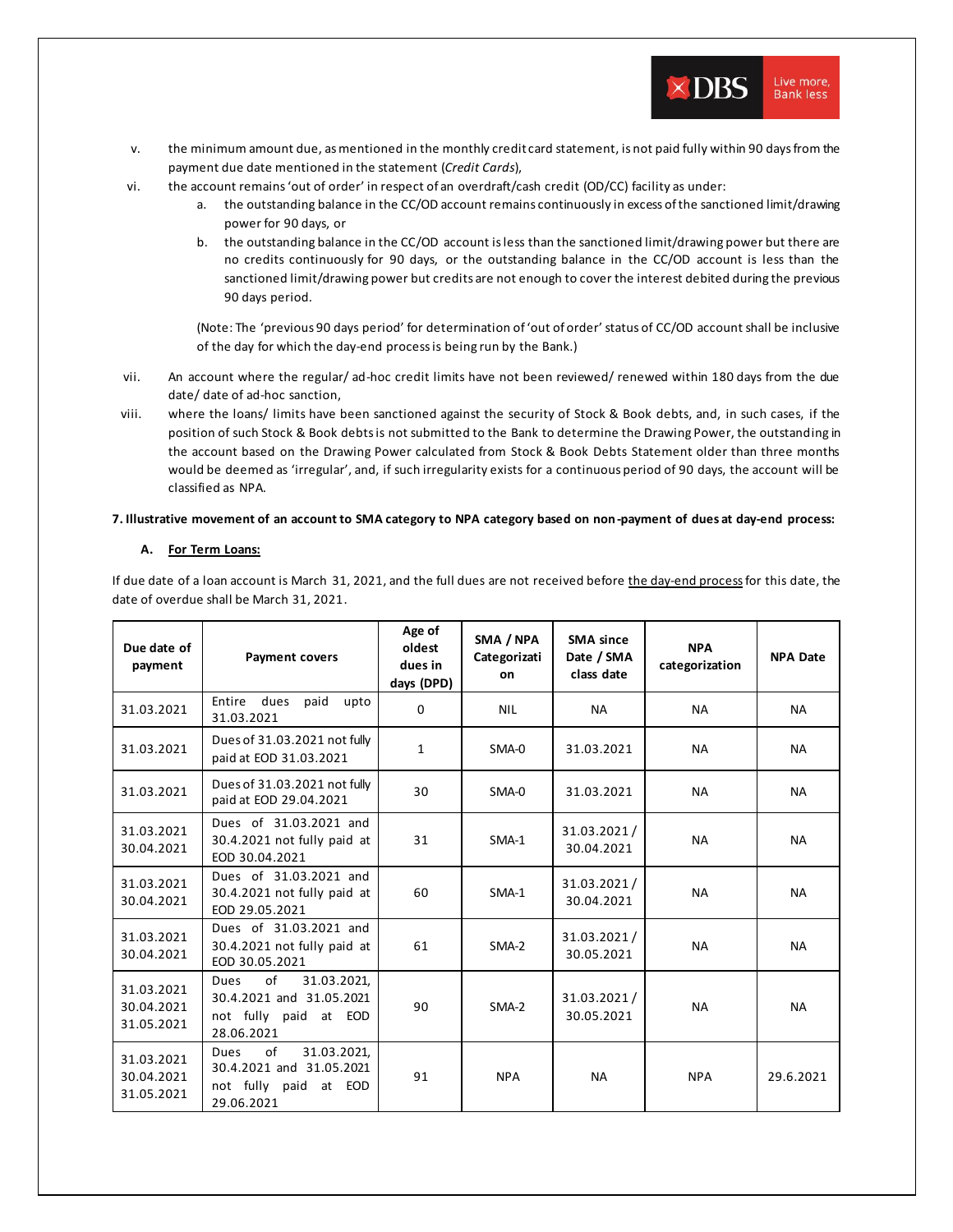v. the minimum amount due, as mentioned in the monthly credit card statement, is not paid fully within 90 days from the payment due date mentioned in the statement (*Credit Cards*),

vi. the account remains 'out of order' in respect of an overdraft/cash credit (OD/CC) facility as under:

   a. the outstanding balance in the CC/OD account remains continuously in excess of the sanctioned limit/drawing power for 90 days, or

   b. the outstanding balance in the CC/OD account is less than the sanctioned limit/drawing power but there are no credits continuously for 90 days, or the outstanding balance in the CC/OD account is less than the sanctioned limit/drawing power but credits are not enough to cover the interest debited during the previous 90 days period.

   (Note: The 'previous 90 days period' for determination of 'out of order' status of CC/OD account shall be inclusive of the day for which the day-end process is being run by the Bank.)

vii. An account where the regular/ ad-hoc credit limits have not been reviewed/ renewed within 180 days from the due date/ date of ad-hoc sanction,

viii. where the loans/ limits have been sanctioned against the security of Stock & Book debts, and, in such cases, if the position of such Stock & Book debts is not submitted to the Bank to determine the Drawing Power, the outstanding in the account based on the Drawing Power calculated from Stock & Book Debts Statement older than three months would be deemed as 'irregular', and, if such irregularity exists for a continuous period of 90 days, the account will be classified as NPA.

**7. Illustrative movement of an account to SMA category to NPA category based on non-payment of dues at day-end process:**

**A. <u>For Term Loans:</u>**

If due date of a loan account is March 31, 2021, and the full dues are not received before <u>the day-end process</u> for this date, the date of overdue shall be March 31, 2021.

| Due date of payment | Payment covers | Age of oldest dues in days (DPD) | SMA / NPA Categorization | SMA since Date / SMA class date | NPA categorization | NPA Date |
|---|---|---|---|---|---|---|
| 31.03.2021 | Entire dues paid upto 31.03.2021 | 0 | NIL | NA | NA | NA |
| 31.03.2021 | Dues of 31.03.2021 not fully paid at EOD 31.03.2021 | 1 | SMA-0 | 31.03.2021 | NA | NA |
| 31.03.2021 | Dues of 31.03.2021 not fully paid at EOD 29.04.2021 | 30 | SMA-0 | 31.03.2021 | NA | NA |
| 31.03.2021<br>30.04.2021 | Dues of 31.03.2021 and 30.4.2021 not fully paid at EOD 30.04.2021 | 31 | SMA-1 | 31.03.2021 / 30.04.2021 | NA | NA |
| 31.03.2021<br>30.04.2021 | Dues of 31.03.2021 and 30.4.2021 not fully paid at EOD 29.05.2021 | 60 | SMA-1 | 31.03.2021 / 30.04.2021 | NA | NA |
| 31.03.2021<br>30.04.2021 | Dues of 31.03.2021 and 30.4.2021 not fully paid at EOD 30.05.2021 | 61 | SMA-2 | 31.03.2021 / 30.05.2021 | NA | NA |
| 31.03.2021<br>30.04.2021<br>31.05.2021 | Dues of 31.03.2021, 30.4.2021 and 31.05.2021 not fully paid at EOD 28.06.2021 | 90 | SMA-2 | 31.03.2021 / 30.05.2021 | NA | NA |
| 31.03.2021<br>30.04.2021<br>31.05.2021 | Dues of 31.03.2021, 30.4.2021 and 31.05.2021 not fully paid at EOD 29.06.2021 | 91 | NPA | NA | NPA | 29.6.2021 |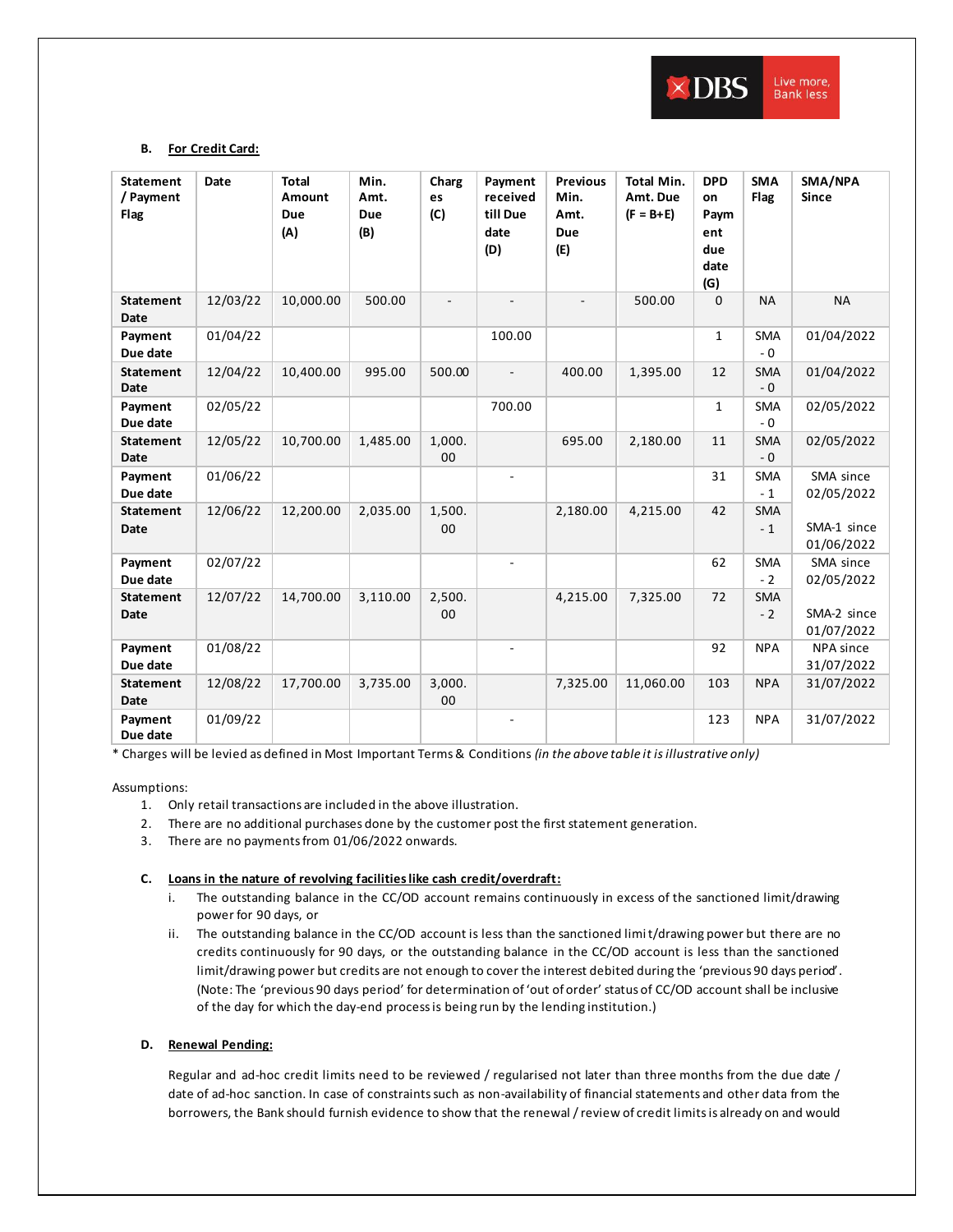### B. For Credit Card:

| Statement / Payment Flag | Date | Total Amount Due (A) | Min. Amt. Due (B) | Charges (C) | Payment received till Due date (D) | Previous Min. Amt. Due (E) | Total Min. Amt. Due (F = B+E) | DPD on Payment due date (G) | SMA Flag | SMA/NPA Since |
|---|---|---|---|---|---|---|---|---|---|---|
| Statement Date | 12/03/22 | 10,000.00 | 500.00 | - | - | - | 500.00 | 0 | NA | NA |
| Payment Due date | 01/04/22 | | | | 100.00 | | | 1 | SMA - 0 | 01/04/2022 |
| Statement Date | 12/04/22 | 10,400.00 | 995.00 | 500.00 | - | 400.00 | 1,395.00 | 12 | SMA - 0 | 01/04/2022 |
| Payment Due date | 02/05/22 | | | | 700.00 | | | 1 | SMA - 0 | 02/05/2022 |
| Statement Date | 12/05/22 | 10,700.00 | 1,485.00 | 1,000.00 | | 695.00 | 2,180.00 | 11 | SMA - 0 | 02/05/2022 |
| Payment Due date | 01/06/22 | | | | - | | | 31 | SMA - 1 | SMA since 02/05/2022 |
| Statement Date | 12/06/22 | 12,200.00 | 2,035.00 | 1,500.00 | | 2,180.00 | 4,215.00 | 42 | SMA - 1 | SMA-1 since 01/06/2022 |
| Payment Due date | 02/07/22 | | | | - | | | 62 | SMA - 2 | SMA since 02/05/2022 |
| Statement Date | 12/07/22 | 14,700.00 | 3,110.00 | 2,500.00 | | 4,215.00 | 7,325.00 | 72 | SMA - 2 | SMA-2 since 01/07/2022 |
| Payment Due date | 01/08/22 | | | | - | | | 92 | NPA | NPA since 31/07/2022 |
| Statement Date | 12/08/22 | 17,700.00 | 3,735.00 | 3,000.00 | | 7,325.00 | 11,060.00 | 103 | NPA | 31/07/2022 |
| Payment Due date | 01/09/22 | | | | - | | | 123 | NPA | 31/07/2022 |

\* Charges will be levied as defined in Most Important Terms & Conditions *(in the above table it is illustrative only)*

Assumptions:

1. Only retail transactions are included in the above illustration.
2. There are no additional purchases done by the customer post the first statement generation.
3. There are no payments from 01/06/2022 onwards.

### C. Loans in the nature of revolving facilities like cash credit/overdraft:

i. The outstanding balance in the CC/OD account remains continuously in excess of the sanctioned limit/drawing power for 90 days, or

ii. The outstanding balance in the CC/OD account is less than the sanctioned limit/drawing power but there are no credits continuously for 90 days, or the outstanding balance in the CC/OD account is less than the sanctioned limit/drawing power but credits are not enough to cover the interest debited during the 'previous 90 days period'. (Note: The 'previous 90 days period' for determination of 'out of order' status of CC/OD account shall be inclusive of the day for which the day-end process is being run by the lending institution.)

### D. Renewal Pending:

Regular and ad-hoc credit limits need to be reviewed / regularised not later than three months from the due date / date of ad-hoc sanction. In case of constraints such as non-availability of financial statements and other data from the borrowers, the Bank should furnish evidence to show that the renewal / review of credit limits is already on and would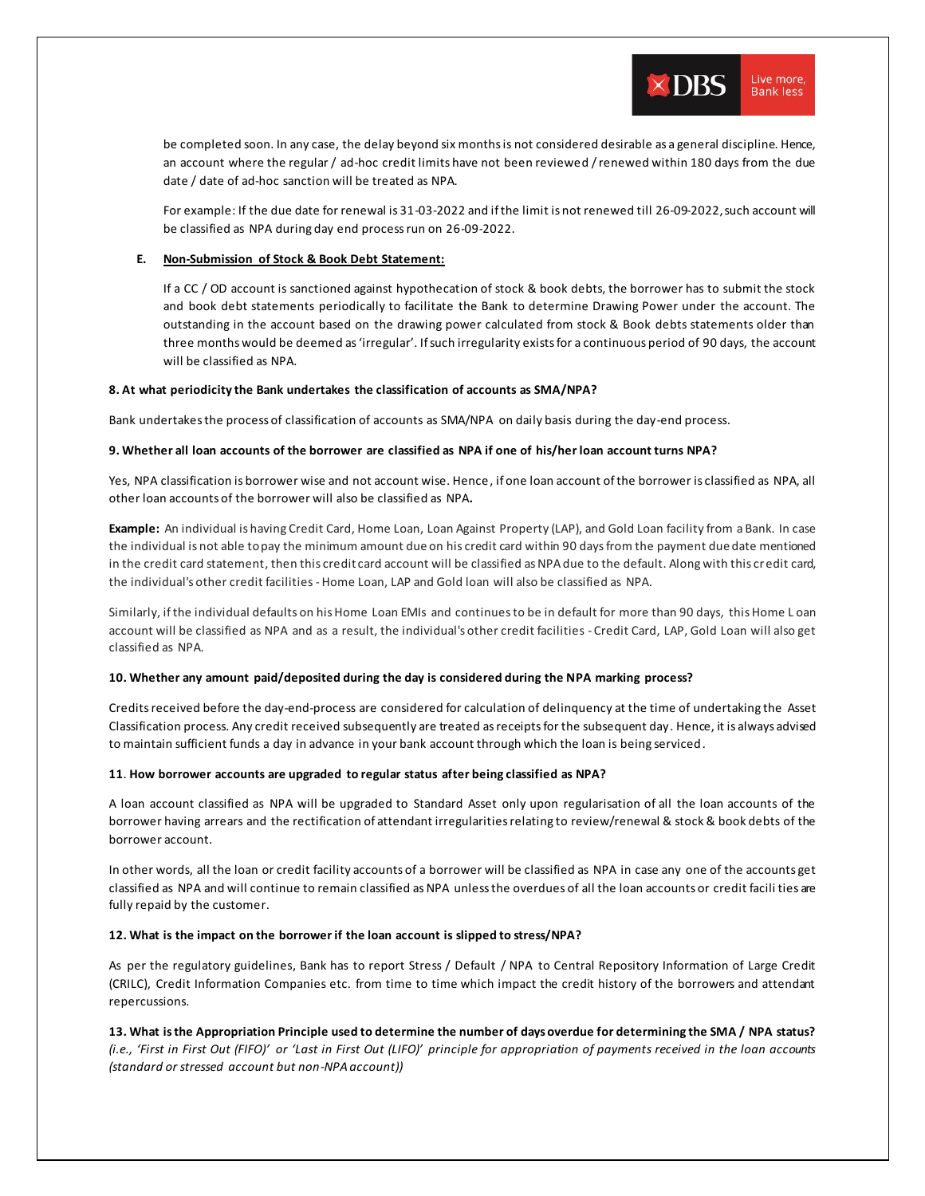be completed soon. In any case, the delay beyond six months is not considered desirable as a general discipline. Hence, an account where the regular / ad-hoc credit limits have not been reviewed / renewed within 180 days from the due date / date of ad-hoc sanction will be treated as NPA.

For example: If the due date for renewal is 31-03-2022 and if the limit is not renewed till 26-09-2022, such account will be classified as NPA during day end process run on 26-09-2022.

**E. Non-Submission of Stock & Book Debt Statement:**

If a CC / OD account is sanctioned against hypothecation of stock & book debts, the borrower has to submit the stock and book debt statements periodically to facilitate the Bank to determine Drawing Power under the account. The outstanding in the account based on the drawing power calculated from stock & Book debts statements older than three months would be deemed as 'irregular'. If such irregularity exists for a continuous period of 90 days, the account will be classified as NPA.

**8. At what periodicity the Bank undertakes the classification of accounts as SMA/NPA?**

Bank undertakes the process of classification of accounts as SMA/NPA on daily basis during the day-end process.

**9. Whether all loan accounts of the borrower are classified as NPA if one of his/her loan account turns NPA?**

Yes, NPA classification is borrower wise and not account wise. Hence, if one loan account of the borrower is classified as NPA, all other loan accounts of the borrower will also be classified as NPA.

**Example:** An individual is having Credit Card, Home Loan, Loan Against Property (LAP), and Gold Loan facility from a Bank. In case the individual is not able to pay the minimum amount due on his credit card within 90 days from the payment due date mentioned in the credit card statement, then this credit card account will be classified as NPA due to the default. Along with this credit card, the individual's other credit facilities - Home Loan, LAP and Gold loan will also be classified as NPA.

Similarly, if the individual defaults on his Home Loan EMIs and continues to be in default for more than 90 days, this Home Loan account will be classified as NPA and as a result, the individual's other credit facilities - Credit Card, LAP, Gold Loan will also get classified as NPA.

**10. Whether any amount paid/deposited during the day is considered during the NPA marking process?**

Credits received before the day-end-process are considered for calculation of delinquency at the time of undertaking the Asset Classification process. Any credit received subsequently are treated as receipts for the subsequent day. Hence, it is always advised to maintain sufficient funds a day in advance in your bank account through which the loan is being serviced.

**11. How borrower accounts are upgraded to regular status after being classified as NPA?**

A loan account classified as NPA will be upgraded to Standard Asset only upon regularisation of all the loan accounts of the borrower having arrears and the rectification of attendant irregularities relating to review/renewal & stock & book debts of the borrower account.

In other words, all the loan or credit facility accounts of a borrower will be classified as NPA in case any one of the accounts get classified as NPA and will continue to remain classified as NPA unless the overdues of all the loan accounts or credit facilities are fully repaid by the customer.

**12. What is the impact on the borrower if the loan account is slipped to stress/NPA?**

As per the regulatory guidelines, Bank has to report Stress / Default / NPA to Central Repository Information of Large Credit (CRILC), Credit Information Companies etc. from time to time which impact the credit history of the borrowers and attendant repercussions.

**13. What is the Appropriation Principle used to determine the number of days overdue for determining the SMA / NPA status?** *(i.e., 'First in First Out (FIFO)' or 'Last in First Out (LIFO)' principle for appropriation of payments received in the loan accounts (standard or stressed account but non-NPA account))*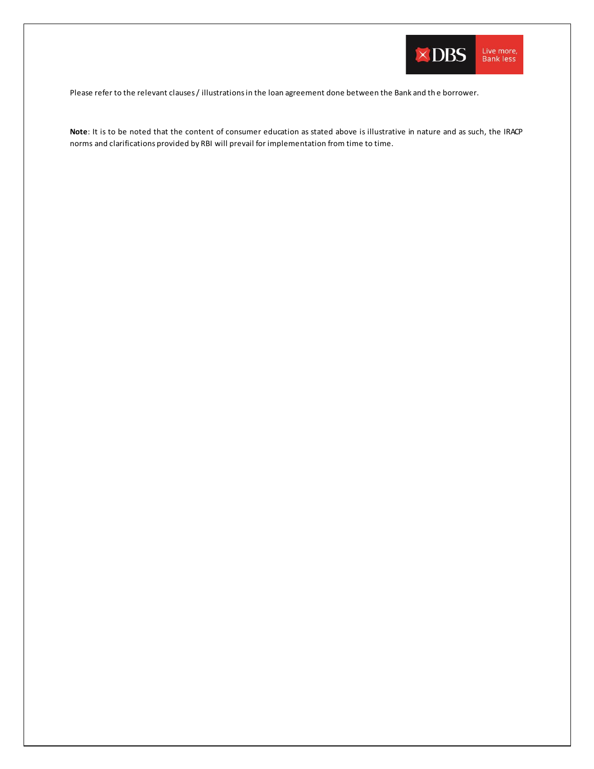Please refer to the relevant clauses / illustrations in the loan agreement done between the Bank and the borrower.

**Note**: It is to be noted that the content of consumer education as stated above is illustrative in nature and as such, the IRACP norms and clarifications provided by RBI will prevail for implementation from time to time.